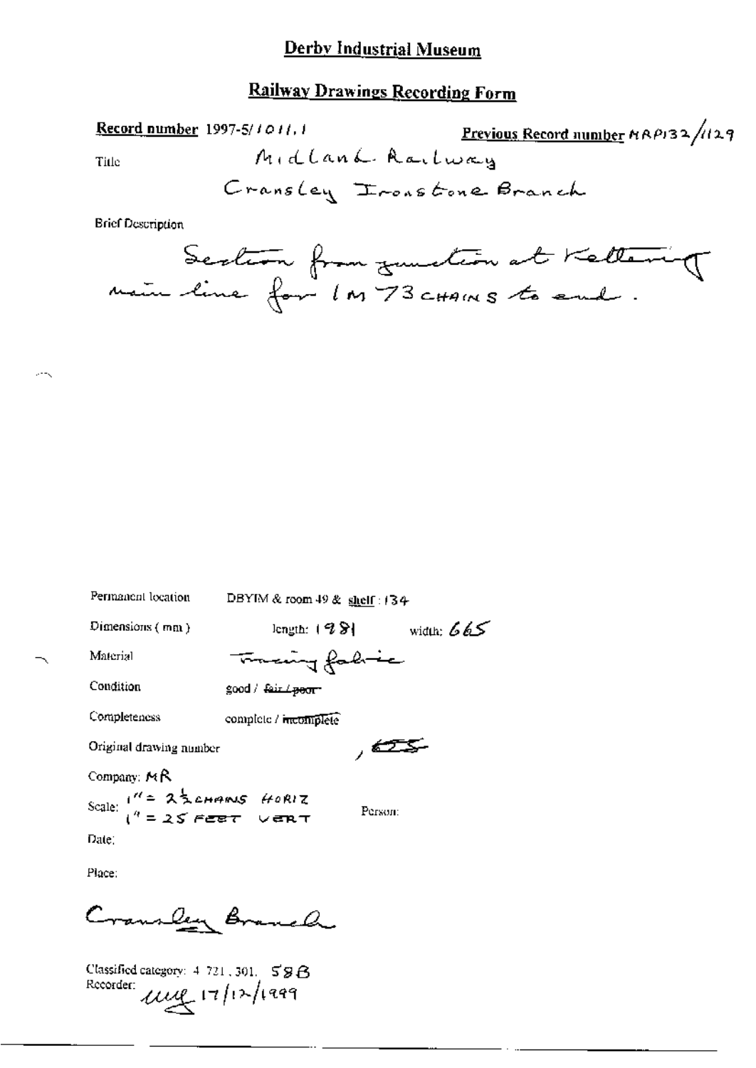# Derby Industrial Museum

## Railway Drawings Recording Form

**Record number** 1997-5/1011.1

**Previous Record number** MRP132/1129

Title: Midland Railway
Cransley Ironstone Branch

Brief Description:
Section from junction at Kettering main line for 1M 73 CHAINS to end.

Permanent location: DBYIM & room 49 & shelf: 134

Dimensions (mm): length: 1981 width: 665

Material: Tracing fabric

Condition: good / ~~fair / poor~~

Completeness: complete / ~~incomplete~~

Original drawing number: , 655

Company: MR

Scale: 1" = 2½ CHAINS HORIZ
1" = 25 FEET VERT

Person:

Date:

Place:

Cransley Branch

Classified category: 4 721, 301. 58B

Recorder: [signature] 17/12/1999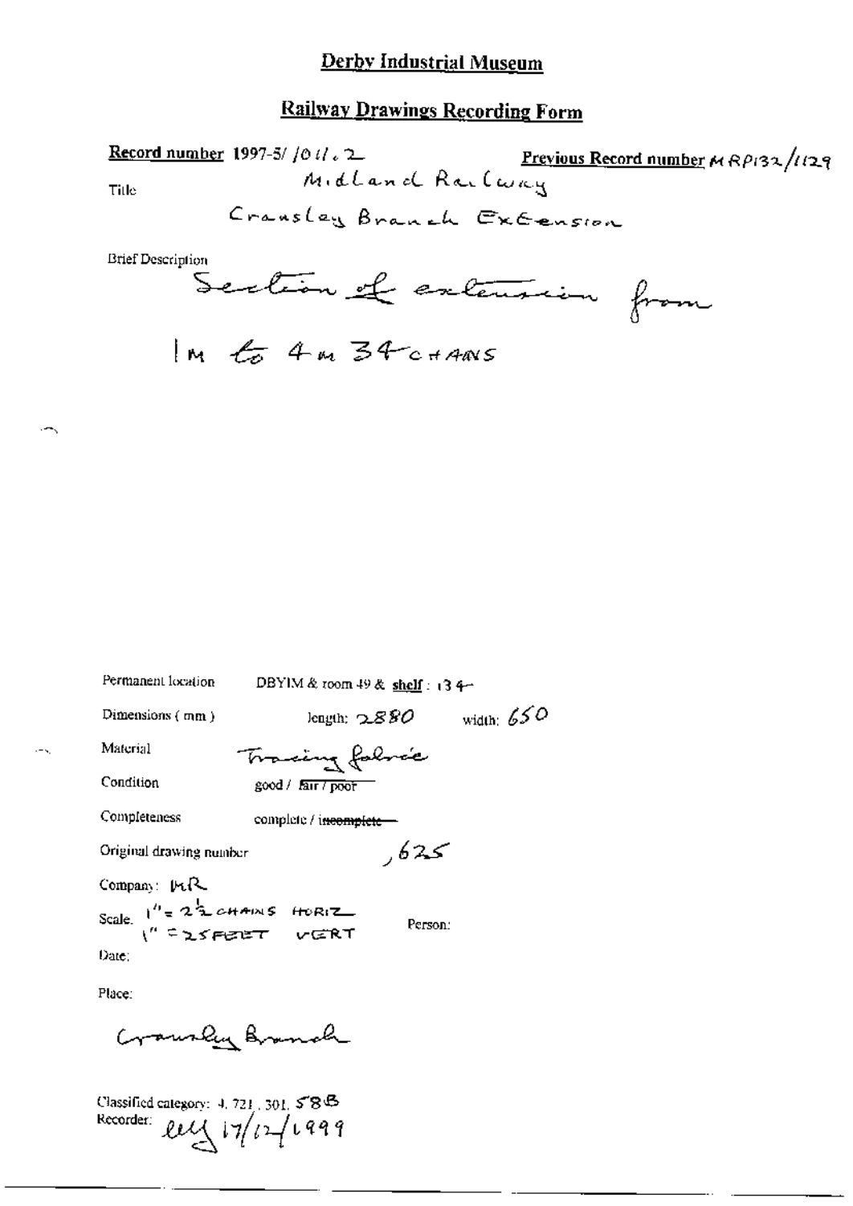# Derby Industrial Museum

## Railway Drawings Recording Form

**Record number** 1997-5/ /011.2 **Previous Record number** MRP132/1129

Title Midland Railway

Cransley Branch Extension

Brief Description

Section of extension from

1M to 4M 34 CHAINS

Permanent location DBYIM & room 49 & **shelf** : 134

Dimensions (mm) length: 2880 width: 650

Material Tracing fabric

Condition good / ~~fair / poor~~

Completeness complete / ~~incomplete~~

Original drawing number ,625

Company: MR

Scale. 1" = 2½ CHAINS HORIZ
1" = 25 FEET VERT

Person:

Date:

Place:

Cransley Branch

Classified category: 4.721.301.58B

Recorder: elf 17/12/1999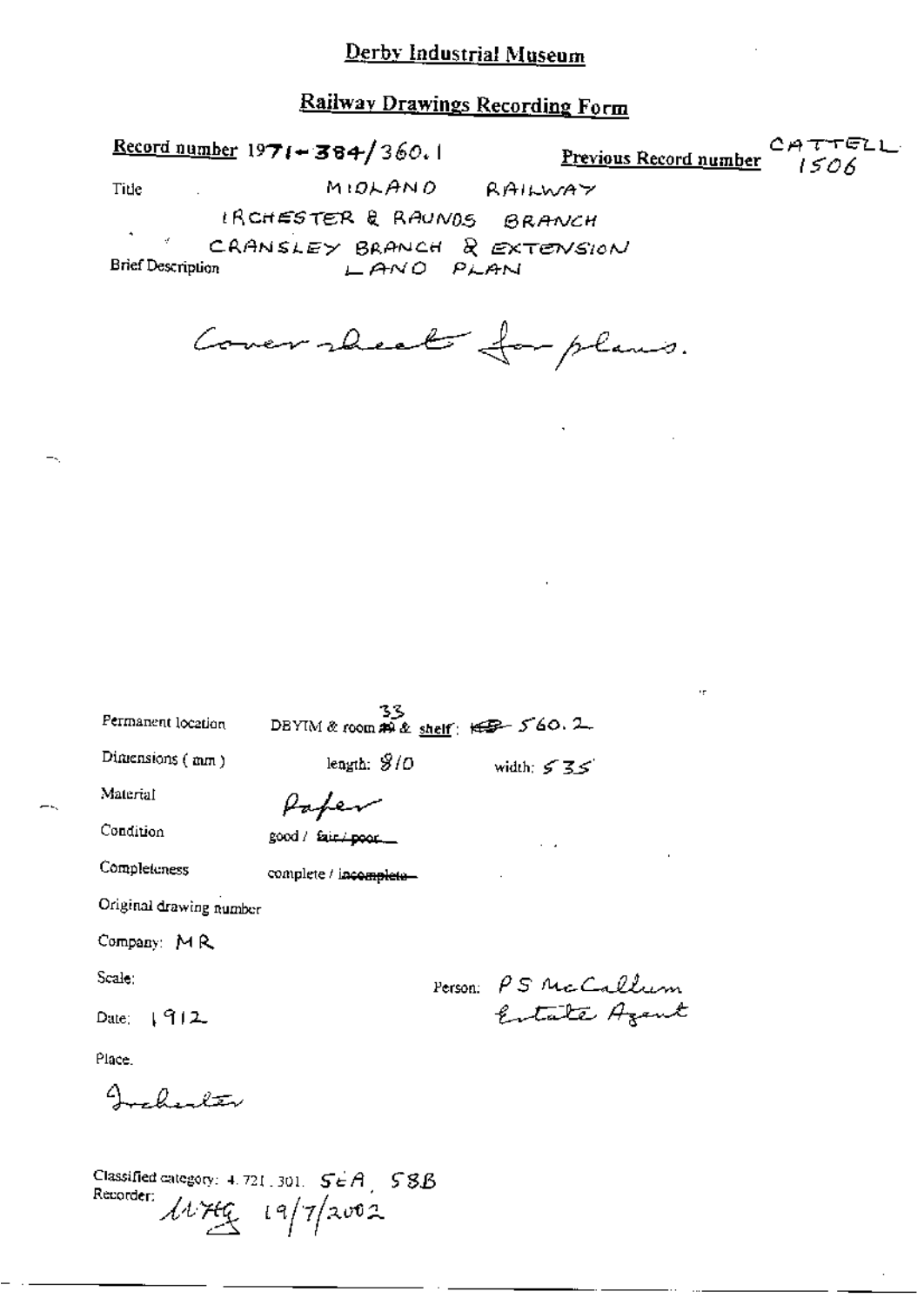# Derby Industrial Museum

## Railway Drawings Recording Form

**Record number** 1971-384/360.1 **Previous Record number** CATTELL 1506

Title MIDLAND RAILWAY

IRCHESTER & RAUNDS BRANCH

CRANSLEY BRANCH & EXTENSION

Brief Description LAND PLAN

Cover sheet for plans.

Permanent location DBYIM & room 33 & shelf: 560.2

Dimensions (mm) length: 810 width: 535

Material Paper

Condition good / ~~fair / poor~~

Completeness complete / ~~incomplete~~

Original drawing number

Company: MR

Scale:

Date: 1912

Person: P S McCallum Estate Agent

Place.

Irchester

Classified category: 4.721.301. SEA, S8B

Recorder: [initials] 19/7/2002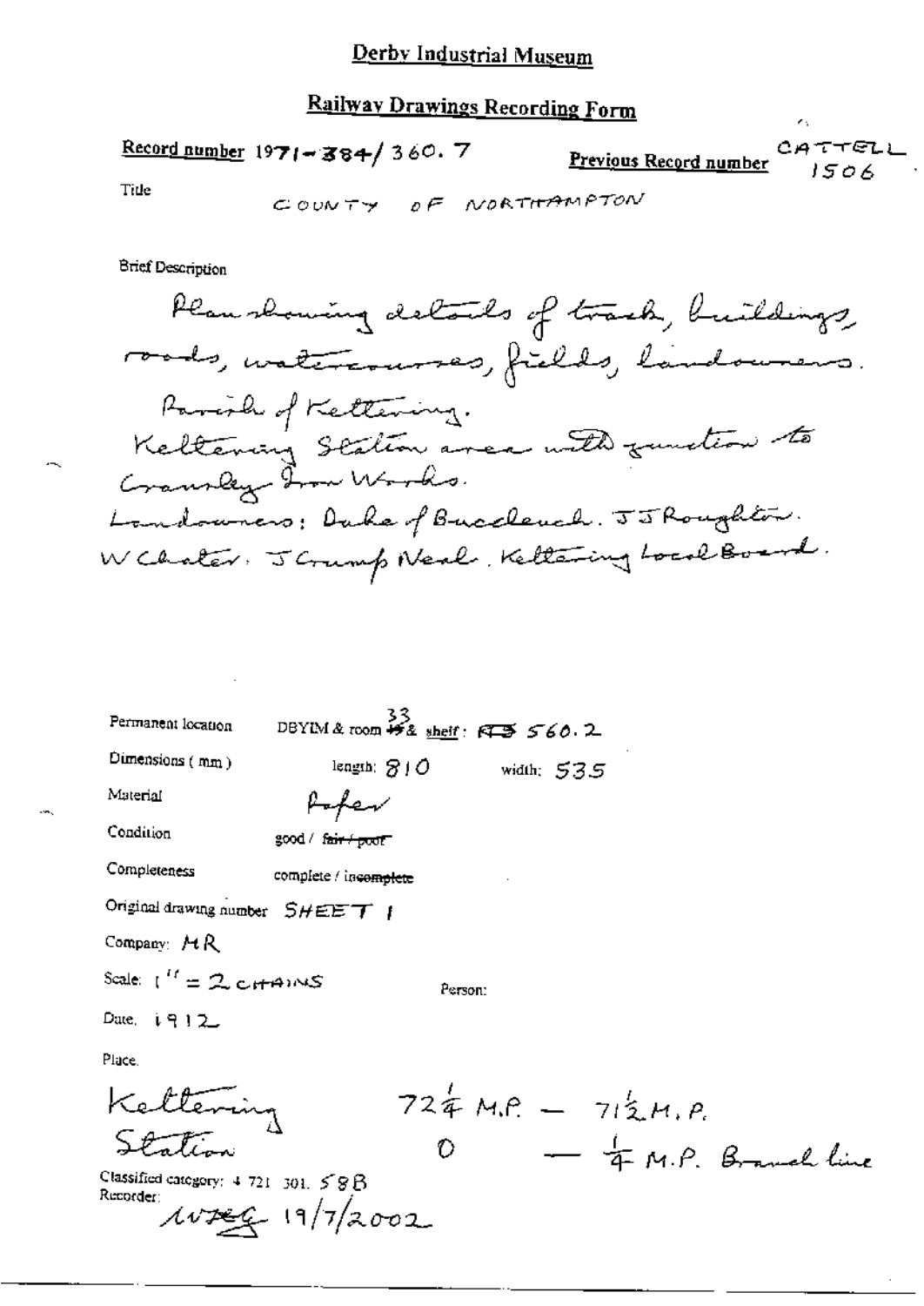# Derby Industrial Museum

## Railway Drawings Recording Form

**Record number** 1971-384/360.7 **Previous Record number** CATTELL 1506

Title

COUNTY OF NORTHAMPTON

Brief Description

Plan showing details of track, buildings, roads, watercourses, fields, landowners.
Parish of Kettering.
Kettering Station area with junction to Cransley Iron Works.
Landowners: Duke of Buccleuch. J J Roughton. W Chater. J Crump Neal. Kettering Local Board.

Permanent location DBYIM & room ~~49~~ 33 & shelf: ~~AB~~ 560.2

Dimensions (mm) length: 810 width: 535

Material Paper

Condition good / ~~fair / poor~~

Completeness complete / in~~complete~~

Original drawing number SHEET 1

Company: MR

Scale: 1" = 2 CHAINS Person:

Date. 1912

Place.

Kettering Station $72\frac{1}{4}$ M.P. — $71\frac{1}{2}$ M.P.
0 — $\frac{1}{4}$ M.P. Branch line

Classified category: 4 721 301. 58B

Recorder: ~~NVEG~~ 19/7/2002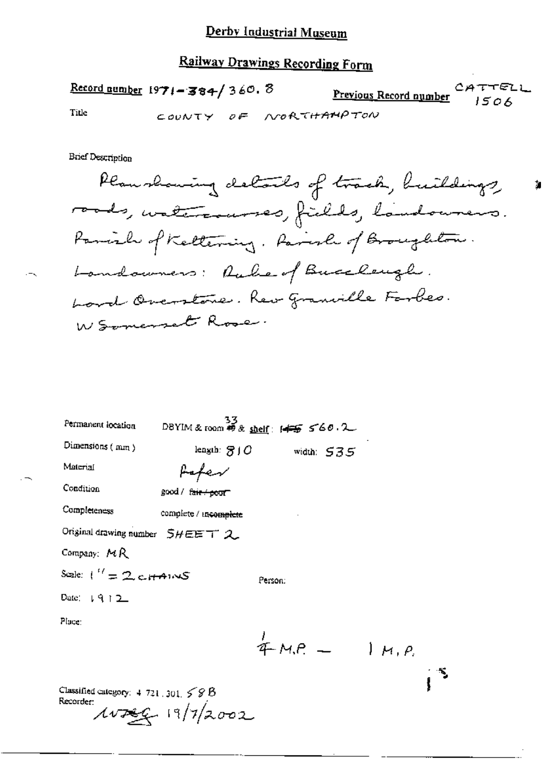# Derby Industrial Museum

## Railway Drawings Recording Form

**Record number** 1971-384/360. 8

**Previous Record number** CATTELL 1506

Title: COUNTY OF NORTHAMPTON

Brief Description

Plan showing details of track, buildings, roads, watercourses, fields, landowners. Parish of Kettering. Parish of Broughton. Landowners: Duke of Buccleugh. Lord Overstone. Rev Granville Forbes. W Somerset Rose.

Permanent location: DBYIM & room 33 & shelf: ~~145~~ 560.2

Dimensions (mm): length: 810 width: 535

Material: Paper

Condition: good / ~~fair / poor~~

Completeness: complete / ~~incomplete~~

Original drawing number: SHEET 2

Company: MR

Scale: 1" = 2 CHAINS

Person:

Date: 1912

Place:

1/4 M.P. — 1 M.P.

Classified category: 4.721.301.58B

Recorder: [initials] 19/7/2002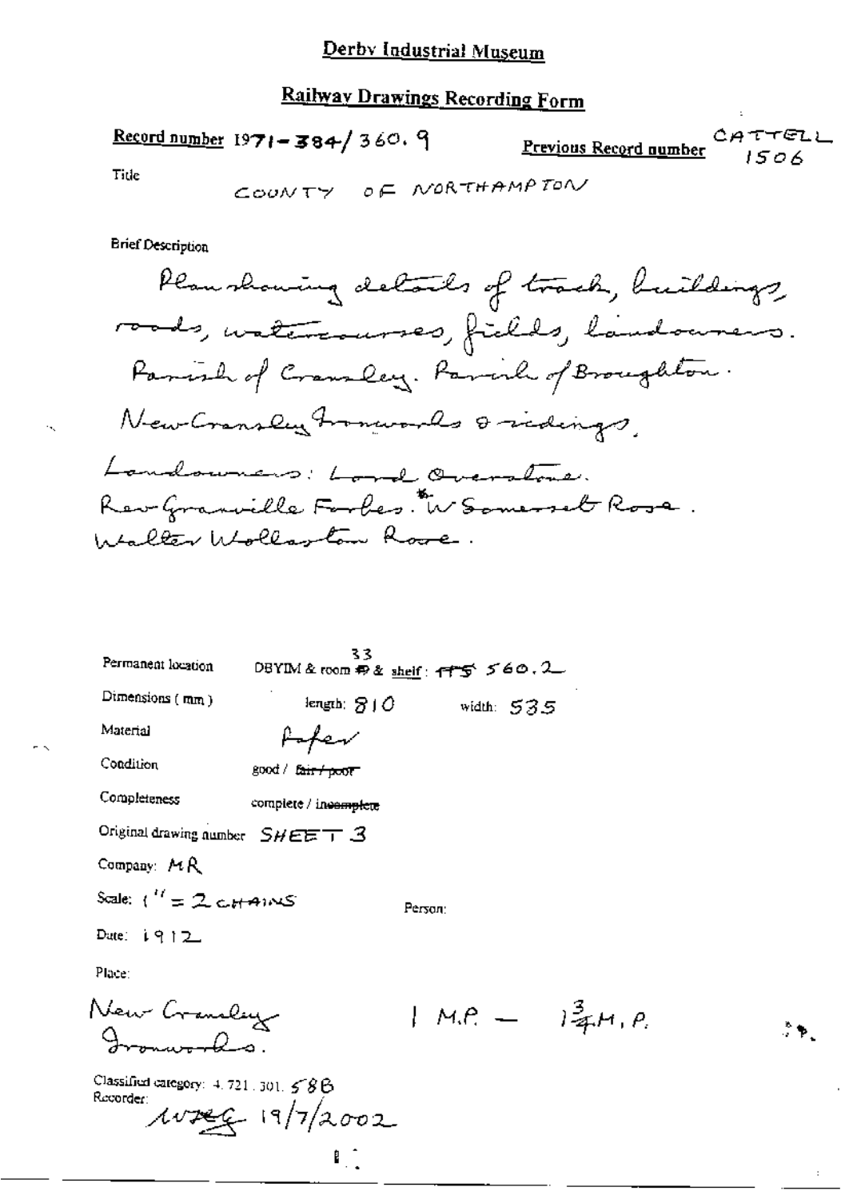# Derby Industrial Museum

## Railway Drawings Recording Form

**Record number** 1971-384/360.9 **Previous Record number** CATTELL 1506

Title

COUNTY OF NORTHAMPTON

Brief Description

Plan showing details of track, buildings, roads, watercourses, fields, landowners. Parish of Cransley. Parish of Broughton. New Cransley Ironworks & sidings. Landowners: Lord Overstone. Rev Granville Forbes. W Somerset Rose. Walter Wollaston Rose.

Permanent location DBYIM & room 33 & shelf: FFS 560.2

Dimensions (mm) length: 810 width: 535

Material Paper

Condition good / ~~fair / poor~~

Completeness complete / ~~incomplete~~

Original drawing number SHEET 3

Company: MR

Scale: 1" = 2 CHAINS

Person:

Date: 1912

Place:

New Cransley Ironworks. 1 M.P. — $1\frac{3}{4}$ M.P.

Classified category: 4.721.301.58B

Recorder: WHEG 19/7/2002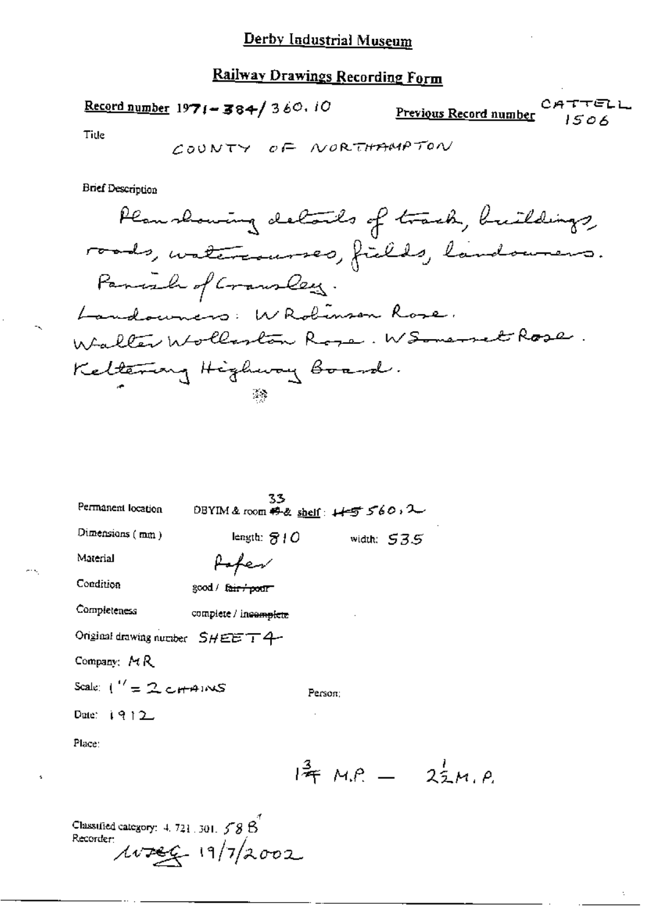# Derby Industrial Museum

## Railway Drawings Recording Form

**Record number** 1971-384/360.10

**Previous Record number** CATTELL 1506

Title

COUNTY OF NORTHAMPTON

Brief Description

Plan showing details of track, buildings, roads, watercourses, fields, landowners. Parish of Cransley. Landowners: W Robinson Rose. Walter Wollaston Rose. W Somerset Rose. Kettering Highway Board.

Permanent location: DBYIM & room ~~49~~ 33 & shelf: ~~H5~~ 560.2

Dimensions (mm): length: 810 width: 535

Material: Paper

Condition: good / ~~fair / poor~~

Completeness: complete / ~~incomplete~~

Original drawing number: SHEET 4

Company: MR

Scale: 1" = 2 CHAINS

Person:

Date: 1912

Place:

$1\frac{3}{4}$ M.P. — $2\frac{1}{2}$ M.P.

Classified category: 4.721.301.58B

Recorder: WTEG 19/7/2002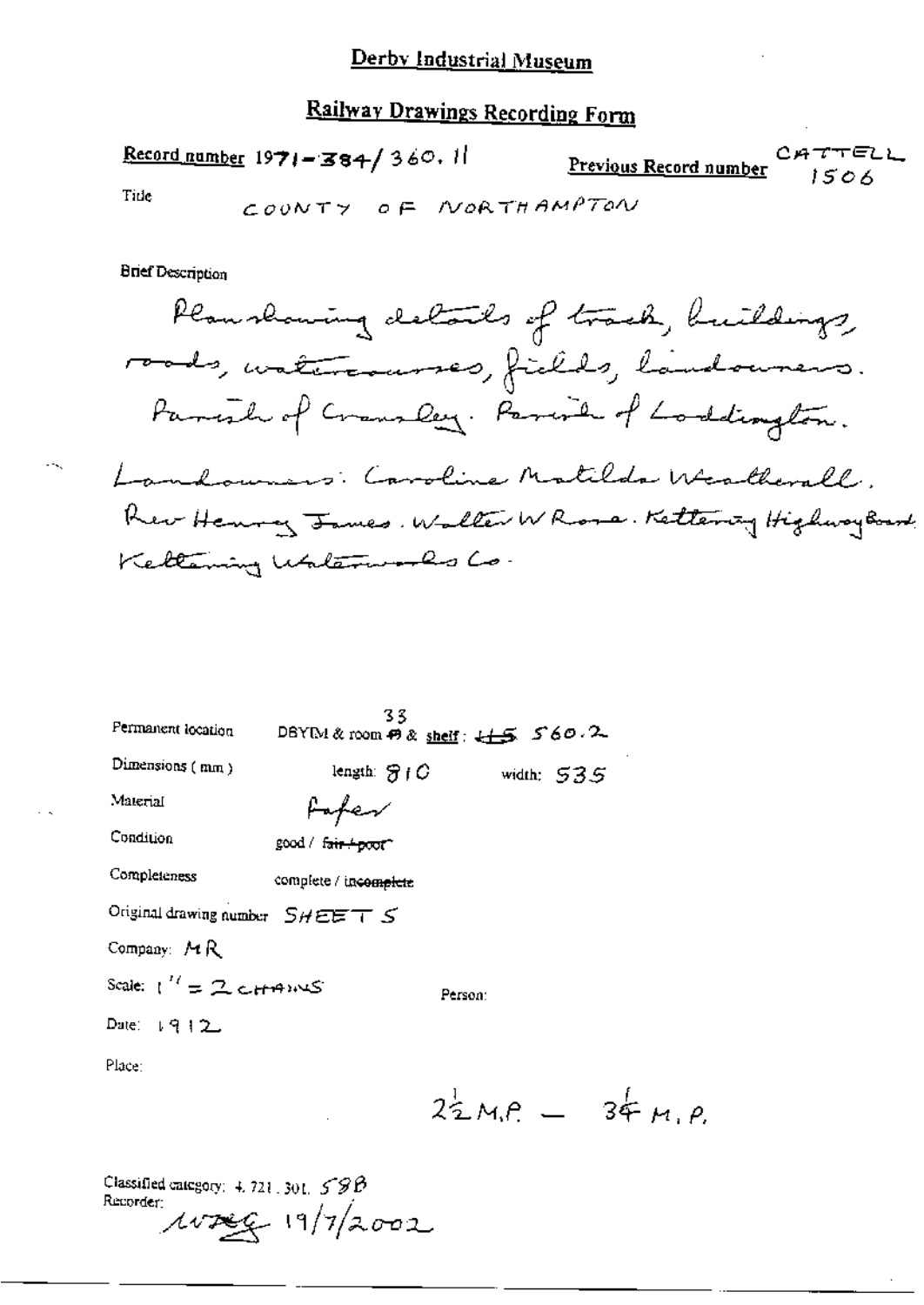# Derby Industrial Museum

## Railway Drawings Recording Form

**Record number** 1971-384/360.11

**Previous Record number** CATTELL 1506

Title: COUNTY OF NORTHAMPTON

Brief Description

Plan showing details of track, buildings, roads, watercourses, fields, landowners. Parish of Cransley. Parish of Loddington.

Landowners: Caroline Matilda Weatherall. Rev Henry James. Walter W Rose. Kettering Highway Board. Kettering Waterworks Co.

Permanent location: DBYIM & room 33 & shelf: ~~H5~~ 560.2

Dimensions (mm): length: 810 width: 535

Material: Paper

Condition: good / ~~fair / poor~~

Completeness: complete / ~~incomplete~~

Original drawing number: SHEET 5

Company: MR

Scale: 1" = 2 CHAINS

Person:

Date: 1912

Place:

$2\frac{1}{2}$ M.P. — $3\frac{1}{4}$ M.P.

Classified category: 4.721.301. 58B

Recorder: ~~wreg~~ 19/7/2002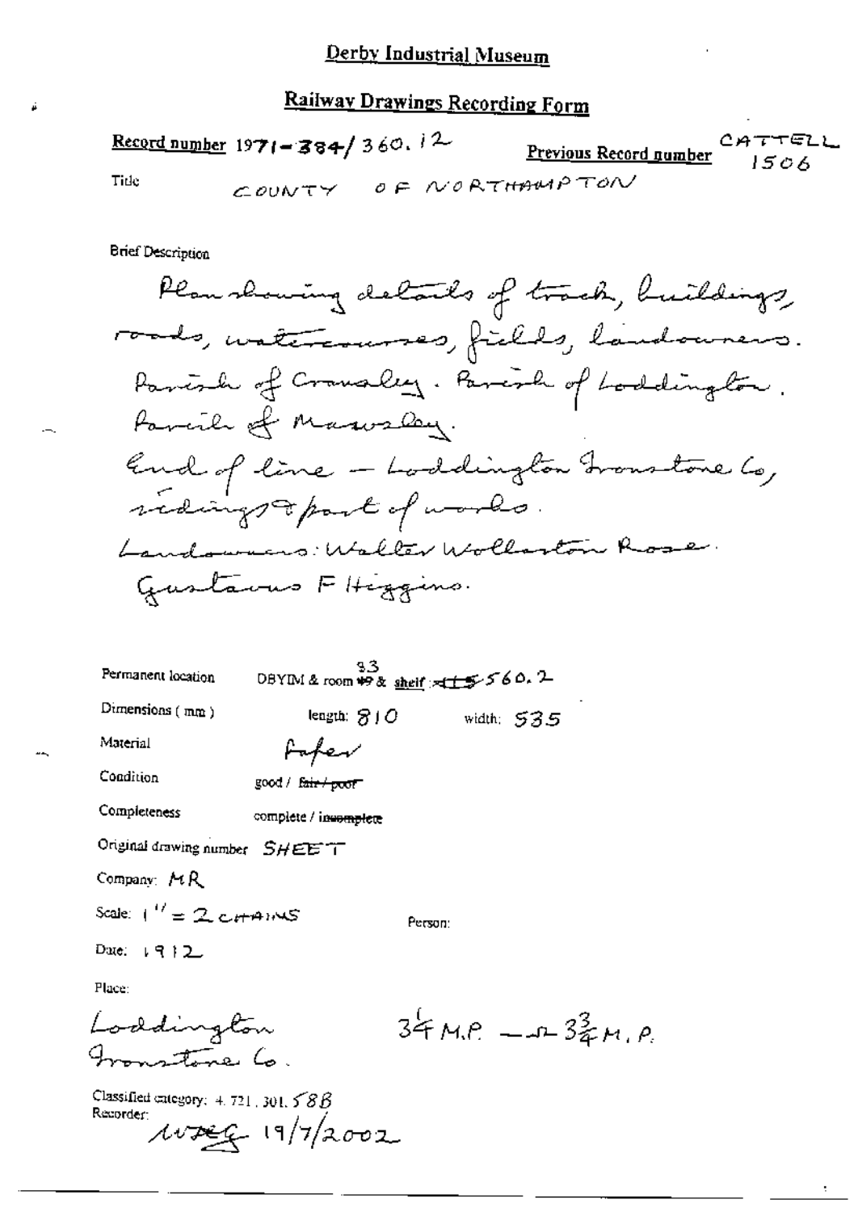# Derby Industrial Museum

## Railway Drawings Recording Form

**Record number** 1971-384/360.12 **Previous Record number** CATTELL 1506

Title COUNTY OF NORTHAMPTON

Brief Description

Plan showing details of track, buildings, roads, watercourses, fields, landowners. Parish of Cransley. Parish of Loddington. Parish of Mawsley.
End of line – Loddington Ironstone Co, sidings & part of works.
Landowners: Walter Wollaston Rose.
Gustavus F Higgins.

Permanent location DBYIM & room ~~49~~ 33 & shelf ~~115~~ 560.2

Dimensions (mm) length: 810 width: 535

Material Paper

Condition good / ~~fair / poor~~

Completeness complete / ~~incomplete~~

Original drawing number SHEET

Company: MR

Scale: 1" = 2 CHAINS

Person:

Date: 1912

Place:

Loddington Ironstone Co. $3\frac{1}{4}$ M.P. — $3\frac{3}{4}$ M.P.

Classified category: 4.721.301.58B

Recorder: MFEG 19/7/2002